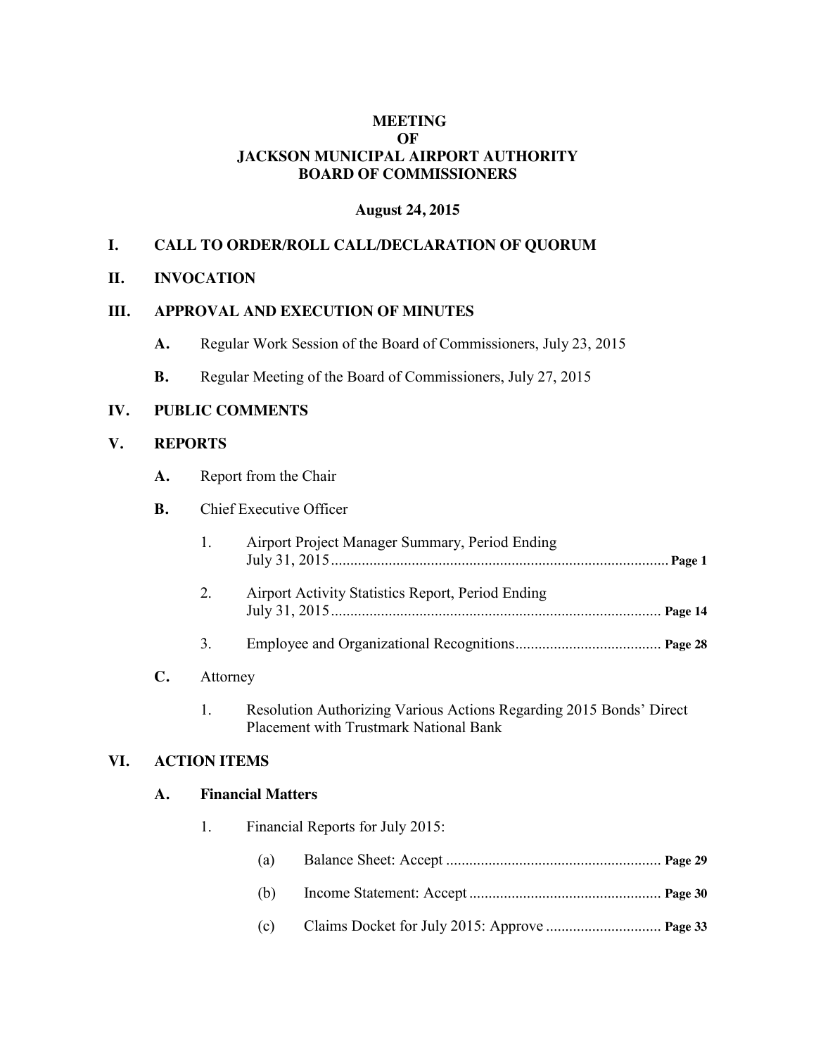# MEETING
# OF
# JACKSON MUNICIPAL AIRPORT AUTHORITY
# BOARD OF COMMISSIONERS

**August 24, 2015**

## I. CALL TO ORDER/ROLL CALL/DECLARATION OF QUORUM

## II. INVOCATION

## III. APPROVAL AND EXECUTION OF MINUTES

**A.** Regular Work Session of the Board of Commissioners, July 23, 2015

**B.** Regular Meeting of the Board of Commissioners, July 27, 2015

## IV. PUBLIC COMMENTS

## V. REPORTS

**A.** Report from the Chair

**B.** Chief Executive Officer

1. Airport Project Manager Summary, Period Ending July 31, 2015 ........................................ **Page 1**
2. Airport Activity Statistics Report, Period Ending July 31, 2015 ........................................ **Page 14**
3. Employee and Organizational Recognitions ........................................ **Page 28**

**C.** Attorney

1. Resolution Authorizing Various Actions Regarding 2015 Bonds' Direct Placement with Trustmark National Bank

## VI. ACTION ITEMS

### A. Financial Matters

1. Financial Reports for July 2015:

   (a) Balance Sheet: Accept ........................................ **Page 29**

   (b) Income Statement: Accept ........................................ **Page 30**

   (c) Claims Docket for July 2015: Approve ........................................ **Page 33**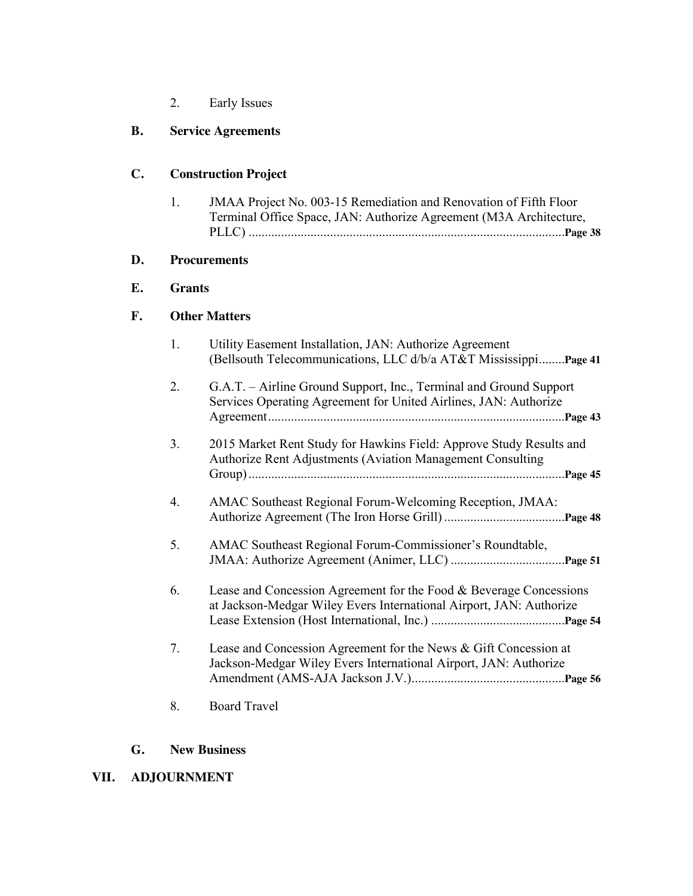2. Early Issues

**B. Service Agreements**

**C. Construction Project**

1. JMAA Project No. 003-15 Remediation and Renovation of Fifth Floor Terminal Office Space, JAN: Authorize Agreement (M3A Architecture, PLLC) ................................................................................................**Page 38**

**D. Procurements**

**E. Grants**

**F. Other Matters**

1. Utility Easement Installation, JAN: Authorize Agreement (Bellsouth Telecommunications, LLC d/b/a AT&T Mississippi........**Page 41**

2. G.A.T. – Airline Ground Support, Inc., Terminal and Ground Support Services Operating Agreement for United Airlines, JAN: Authorize Agreement..........................................................................................**Page 43**

3. 2015 Market Rent Study for Hawkins Field: Approve Study Results and Authorize Rent Adjustments (Aviation Management Consulting Group)................................................................................................**Page 45**

4. AMAC Southeast Regional Forum-Welcoming Reception, JMAA: Authorize Agreement (The Iron Horse Grill) ....................................**Page 48**

5. AMAC Southeast Regional Forum-Commissioner's Roundtable, JMAA: Authorize Agreement (Animer, LLC) ..................................**Page 51**

6. Lease and Concession Agreement for the Food & Beverage Concessions at Jackson-Medgar Wiley Evers International Airport, JAN: Authorize Lease Extension (Host International, Inc.) ........................................**Page 54**

7. Lease and Concession Agreement for the News & Gift Concession at Jackson-Medgar Wiley Evers International Airport, JAN: Authorize Amendment (AMS-AJA Jackson J.V.)..............................................**Page 56**

8. Board Travel

**G. New Business**

**VII. ADJOURNMENT**